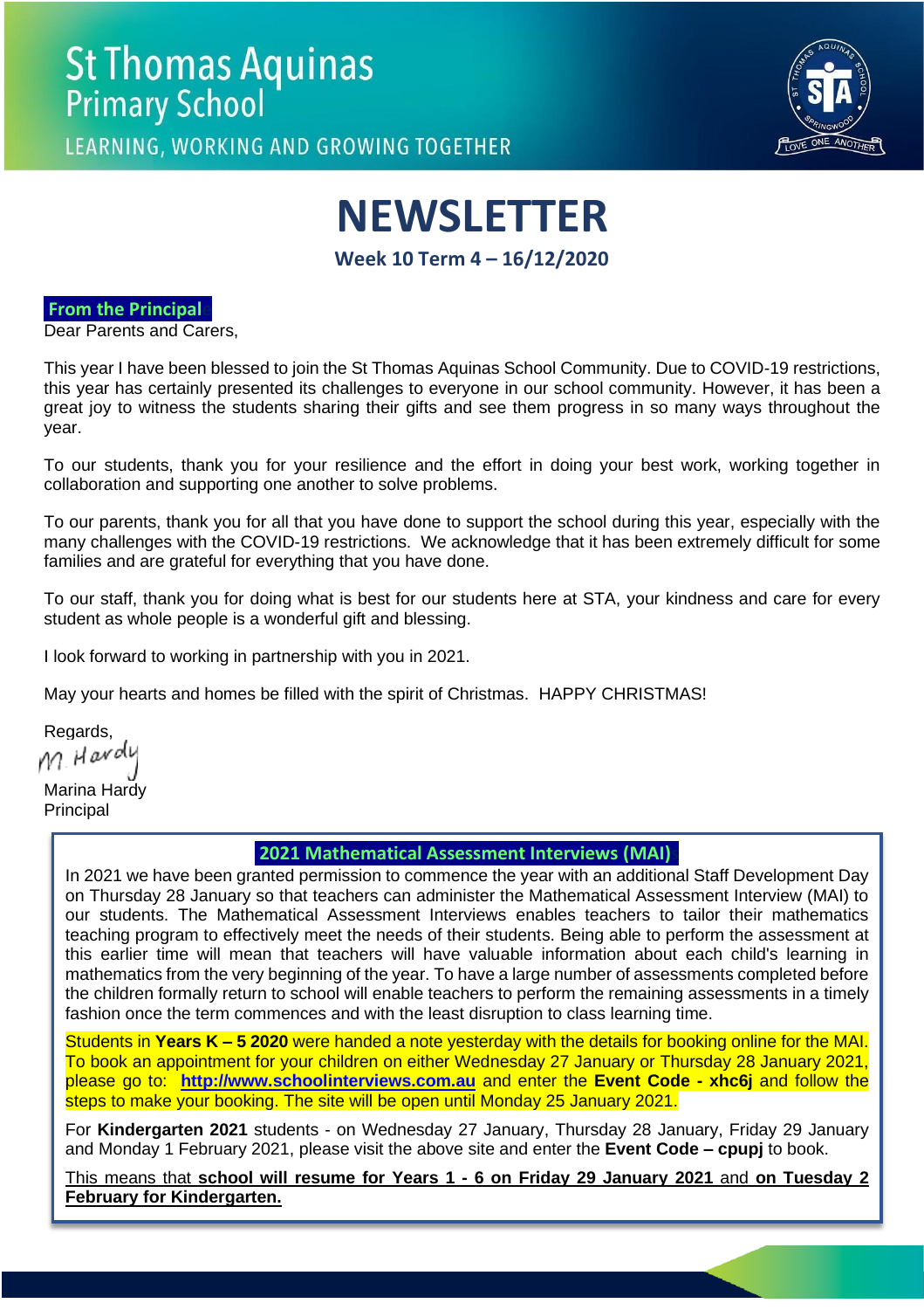# St Thomas Aquinas Primary School

LEARNING, WORKING AND GROWING TOGETHER

# NEWSLETTER

**Week 10 Term 4 – 16/12/2020**

## From the Principal

Dear Parents and Carers,

This year I have been blessed to join the St Thomas Aquinas School Community. Due to COVID-19 restrictions, this year has certainly presented its challenges to everyone in our school community. However, it has been a great joy to witness the students sharing their gifts and see them progress in so many ways throughout the year.

To our students, thank you for your resilience and the effort in doing your best work, working together in collaboration and supporting one another to solve problems.

To our parents, thank you for all that you have done to support the school during this year, especially with the many challenges with the COVID-19 restrictions. We acknowledge that it has been extremely difficult for some families and are grateful for everything that you have done.

To our staff, thank you for doing what is best for our students here at STA, your kindness and care for every student as whole people is a wonderful gift and blessing.

I look forward to working in partnership with you in 2021.

May your hearts and homes be filled with the spirit of Christmas. HAPPY CHRISTMAS!

Regards,

M. Hardy

Marina Hardy
Principal

## 2021 Mathematical Assessment Interviews (MAI)

In 2021 we have been granted permission to commence the year with an additional Staff Development Day on Thursday 28 January so that teachers can administer the Mathematical Assessment Interview (MAI) to our students. The Mathematical Assessment Interviews enables teachers to tailor their mathematics teaching program to effectively meet the needs of their students. Being able to perform the assessment at this earlier time will mean that teachers will have valuable information about each child's learning in mathematics from the very beginning of the year. To have a large number of assessments completed before the children formally return to school will enable teachers to perform the remaining assessments in a timely fashion once the term commences and with the least disruption to class learning time.

Students in **Years K – 5 2020** were handed a note yesterday with the details for booking online for the MAI. To book an appointment for your children on either Wednesday 27 January or Thursday 28 January 2021, please go to: **http://www.schoolinterviews.com.au** and enter the **Event Code - xhc6j** and follow the steps to make your booking. The site will be open until Monday 25 January 2021.

For **Kindergarten 2021** students - on Wednesday 27 January, Thursday 28 January, Friday 29 January and Monday 1 February 2021, please visit the above site and enter the **Event Code – cpupj** to book.

This means that **school will resume for Years 1 - 6 on Friday 29 January 2021** and **on Tuesday 2 February for Kindergarten.**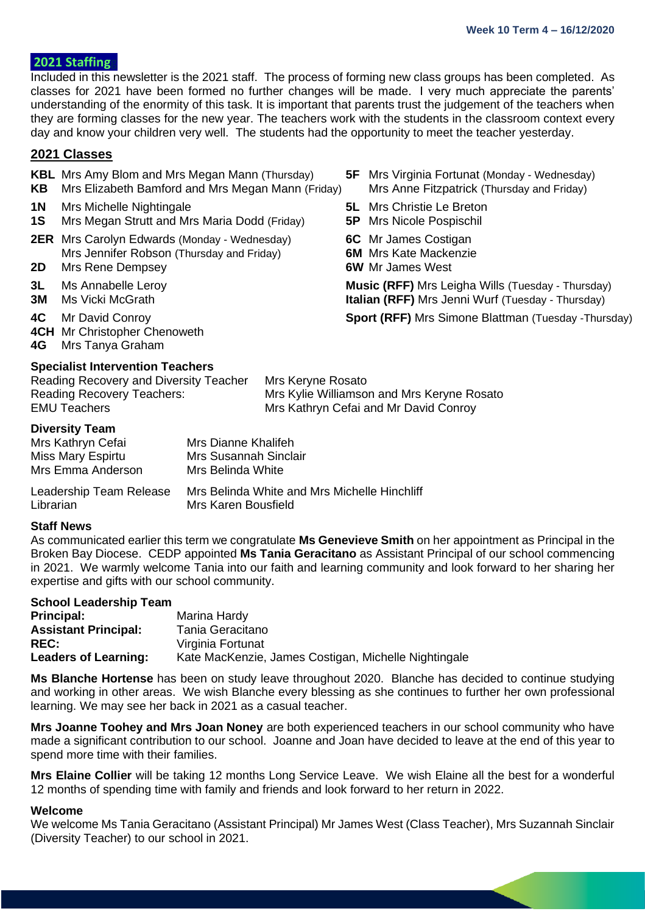## 2021 Staffing

Included in this newsletter is the 2021 staff. The process of forming new class groups has been completed. As classes for 2021 have been formed no further changes will be made. I very much appreciate the parents' understanding of the enormity of this task. It is important that parents trust the judgement of the teachers when they are forming classes for the new year. The teachers work with the students in the classroom context every day and know your children very well. The students had the opportunity to meet the teacher yesterday.

## 2021 Classes

**KBL** Mrs Amy Blom and Mrs Megan Mann (Thursday)
**KB** Mrs Elizabeth Bamford and Mrs Megan Mann (Friday)

**1N** Mrs Michelle Nightingale
**1S** Mrs Megan Strutt and Mrs Maria Dodd (Friday)

**2ER** Mrs Carolyn Edwards (Monday - Wednesday)
Mrs Jennifer Robson (Thursday and Friday)
**2D** Mrs Rene Dempsey

**3L** Ms Annabelle Leroy
**3M** Ms Vicki McGrath

**4C** Mr David Conroy
**4CH** Mr Christopher Chenoweth
**4G** Mrs Tanya Graham

**5F** Mrs Virginia Fortunat (Monday - Wednesday)
Mrs Anne Fitzpatrick (Thursday and Friday)

**5L** Mrs Christie Le Breton
**5P** Mrs Nicole Pospischil

**6C** Mr James Costigan
**6M** Mrs Kate Mackenzie
**6W** Mr James West

**Music (RFF)** Mrs Leigha Wills (Tuesday - Thursday)
**Italian (RFF)** Mrs Jenni Wurf (Tuesday - Thursday)

**Sport (RFF)** Mrs Simone Blattman (Tuesday -Thursday)

### Specialist Intervention Teachers

Reading Recovery and Diversity Teacher — Mrs Keryne Rosato
Reading Recovery Teachers: — Mrs Kylie Williamson and Mrs Keryne Rosato
EMU Teachers — Mrs Kathryn Cefai and Mr David Conroy

### Diversity Team

Mrs Kathryn Cefai
Miss Mary Espirtu
Mrs Emma Anderson
Mrs Dianne Khalifeh
Mrs Susannah Sinclair
Mrs Belinda White

Leadership Team Release — Mrs Belinda White and Mrs Michelle Hinchliff
Librarian — Mrs Karen Bousfield

### Staff News

As communicated earlier this term we congratulate **Ms Genevieve Smith** on her appointment as Principal in the Broken Bay Diocese. CEDP appointed **Ms Tania Geracitano** as Assistant Principal of our school commencing in 2021. We warmly welcome Tania into our faith and learning community and look forward to her sharing her expertise and gifts with our school community.

### School Leadership Team

**Principal:** Marina Hardy
**Assistant Principal:** Tania Geracitano
**REC:** Virginia Fortunat
**Leaders of Learning:** Kate MacKenzie, James Costigan, Michelle Nightingale

**Ms Blanche Hortense** has been on study leave throughout 2020. Blanche has decided to continue studying and working in other areas. We wish Blanche every blessing as she continues to further her own professional learning. We may see her back in 2021 as a casual teacher.

**Mrs Joanne Toohey and Mrs Joan Noney** are both experienced teachers in our school community who have made a significant contribution to our school. Joanne and Joan have decided to leave at the end of this year to spend more time with their families.

**Mrs Elaine Collier** will be taking 12 months Long Service Leave. We wish Elaine all the best for a wonderful 12 months of spending time with family and friends and look forward to her return in 2022.

### Welcome

We welcome Ms Tania Geracitano (Assistant Principal) Mr James West (Class Teacher), Mrs Suzannah Sinclair (Diversity Teacher) to our school in 2021.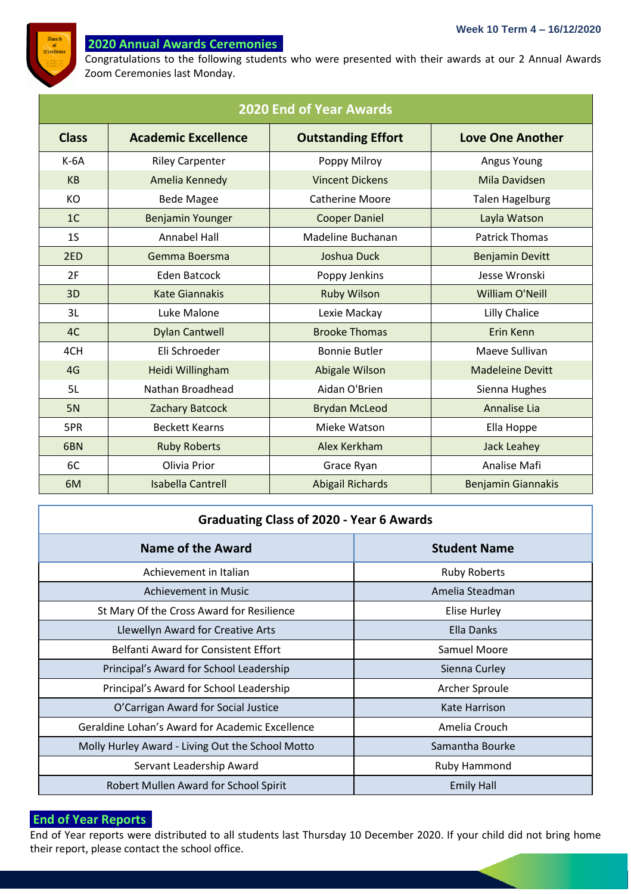## 2020 Annual Awards Ceremonies

Congratulations to the following students who were presented with their awards at our 2 Annual Awards Zoom Ceremonies last Monday.

| 2020 End of Year Awards | | | |
|---|---|---|---|
| **Class** | **Academic Excellence** | **Outstanding Effort** | **Love One Another** |
| K-6A | Riley Carpenter | Poppy Milroy | Angus Young |
| KB | Amelia Kennedy | Vincent Dickens | Mila Davidsen |
| KO | Bede Magee | Catherine Moore | Talen Hagelburg |
| 1C | Benjamin Younger | Cooper Daniel | Layla Watson |
| 1S | Annabel Hall | Madeline Buchanan | Patrick Thomas |
| 2ED | Gemma Boersma | Joshua Duck | Benjamin Devitt |
| 2F | Eden Batcock | Poppy Jenkins | Jesse Wronski |
| 3D | Kate Giannakis | Ruby Wilson | William O'Neill |
| 3L | Luke Malone | Lexie Mackay | Lilly Chalice |
| 4C | Dylan Cantwell | Brooke Thomas | Erin Kenn |
| 4CH | Eli Schroeder | Bonnie Butler | Maeve Sullivan |
| 4G | Heidi Willingham | Abigale Wilson | Madeleine Devitt |
| 5L | Nathan Broadhead | Aidan O'Brien | Sienna Hughes |
| 5N | Zachary Batcock | Brydan McLeod | Annalise Lia |
| 5PR | Beckett Kearns | Mieke Watson | Ella Hoppe |
| 6BN | Ruby Roberts | Alex Kerkham | Jack Leahey |
| 6C | Olivia Prior | Grace Ryan | Analise Mafi |
| 6M | Isabella Cantrell | Abigail Richards | Benjamin Giannakis |

| Graduating Class of 2020 - Year 6 Awards | |
|---|---|
| **Name of the Award** | **Student Name** |
| Achievement in Italian | Ruby Roberts |
| Achievement in Music | Amelia Steadman |
| St Mary Of the Cross Award for Resilience | Elise Hurley |
| Llewellyn Award for Creative Arts | Ella Danks |
| Belfanti Award for Consistent Effort | Samuel Moore |
| Principal's Award for School Leadership | Sienna Curley |
| Principal's Award for School Leadership | Archer Sproule |
| O'Carrigan Award for Social Justice | Kate Harrison |
| Geraldine Lohan's Award for Academic Excellence | Amelia Crouch |
| Molly Hurley Award - Living Out the School Motto | Samantha Bourke |
| Servant Leadership Award | Ruby Hammond |
| Robert Mullen Award for School Spirit | Emily Hall |

## End of Year Reports

End of Year reports were distributed to all students last Thursday 10 December 2020. If your child did not bring home their report, please contact the school office.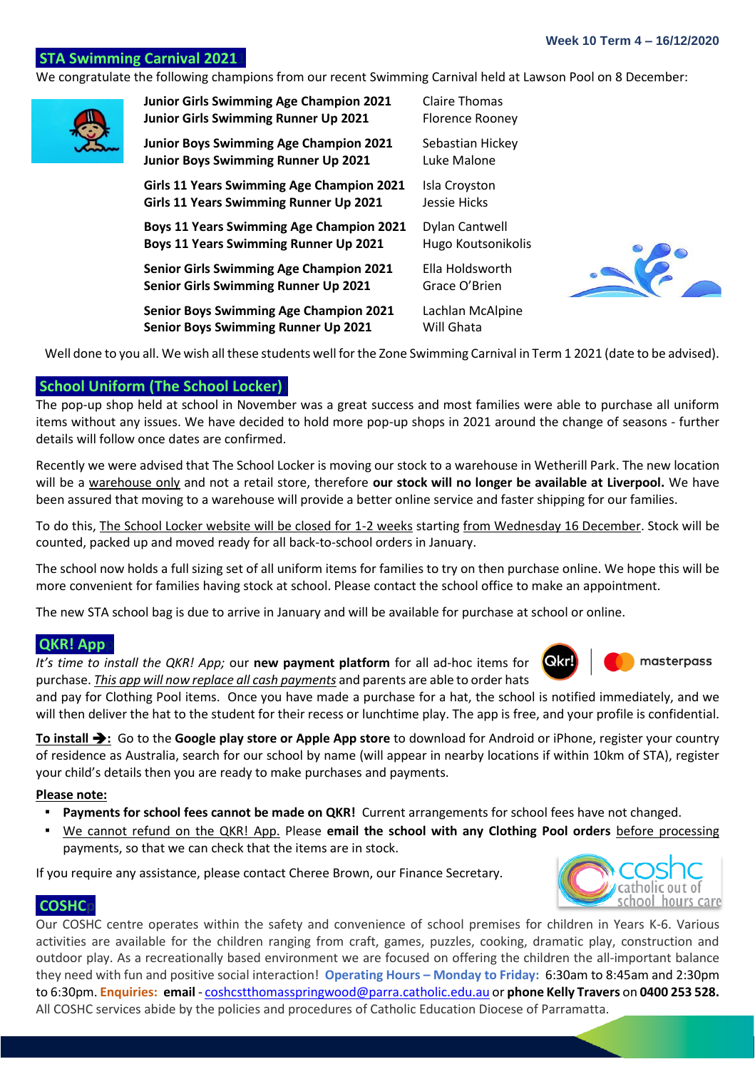## STA Swimming Carnival 2021

We congratulate the following champions from our recent Swimming Carnival held at Lawson Pool on 8 December:

| | |
|---|---|
| **Junior Girls Swimming Age Champion 2021** | Claire Thomas |
| **Junior Girls Swimming Runner Up 2021** | Florence Rooney |
| **Junior Boys Swimming Age Champion 2021** | Sebastian Hickey |
| **Junior Boys Swimming Runner Up 2021** | Luke Malone |
| **Girls 11 Years Swimming Age Champion 2021** | Isla Croyston |
| **Girls 11 Years Swimming Runner Up 2021** | Jessie Hicks |
| **Boys 11 Years Swimming Age Champion 2021** | Dylan Cantwell |
| **Boys 11 Years Swimming Runner Up 2021** | Hugo Koutsonikolis |
| **Senior Girls Swimming Age Champion 2021** | Ella Holdsworth |
| **Senior Girls Swimming Runner Up 2021** | Grace O'Brien |
| **Senior Boys Swimming Age Champion 2021** | Lachlan McAlpine |
| **Senior Boys Swimming Runner Up 2021** | Will Ghata |

Well done to you all. We wish all these students well for the Zone Swimming Carnival in Term 1 2021 (date to be advised).

## School Uniform (The School Locker)

The pop-up shop held at school in November was a great success and most families were able to purchase all uniform items without any issues. We have decided to hold more pop-up shops in 2021 around the change of seasons - further details will follow once dates are confirmed.

Recently we were advised that The School Locker is moving our stock to a warehouse in Wetherill Park. The new location will be a warehouse only and not a retail store, therefore **our stock will no longer be available at Liverpool.** We have been assured that moving to a warehouse will provide a better online service and faster shipping for our families.

To do this, The School Locker website will be closed for 1-2 weeks starting from Wednesday 16 December. Stock will be counted, packed up and moved ready for all back-to-school orders in January.

The school now holds a full sizing set of all uniform items for families to try on then purchase online. We hope this will be more convenient for families having stock at school. Please contact the school office to make an appointment.

The new STA school bag is due to arrive in January and will be available for purchase at school or online.

## QKR! App

*It's time to install the QKR! App;* our **new payment platform** for all ad-hoc items for purchase. *This app will now replace all cash payments* and parents are able to order hats and pay for Clothing Pool items. Once you have made a purchase for a hat, the school is notified immediately, and we will then deliver the hat to the student for their recess or lunchtime play. The app is free, and your profile is confidential.

**To install ➔:** Go to the **Google play store or Apple App store** to download for Android or iPhone, register your country of residence as Australia, search for our school by name (will appear in nearby locations if within 10km of STA), register your child's details then you are ready to make purchases and payments.

**Please note:**

- **Payments for school fees cannot be made on QKR!** Current arrangements for school fees have not changed.
- We cannot refund on the QKR! App. Please **email the school with any Clothing Pool orders** before processing payments, so that we can check that the items are in stock.

If you require any assistance, please contact Cheree Brown, our Finance Secretary.

## COSHC

Our COSHC centre operates within the safety and convenience of school premises for children in Years K-6. Various activities are available for the children ranging from craft, games, puzzles, cooking, dramatic play, construction and outdoor play. As a recreationally based environment we are focused on offering the children the all-important balance they need with fun and positive social interaction! **Operating Hours – Monday to Friday:** 6:30am to 8:45am and 2:30pm to 6:30pm. **Enquiries:** **email** - coshcstthomasspringwood@parra.catholic.edu.au or **phone Kelly Travers** on **0400 253 528.** All COSHC services abide by the policies and procedures of Catholic Education Diocese of Parramatta.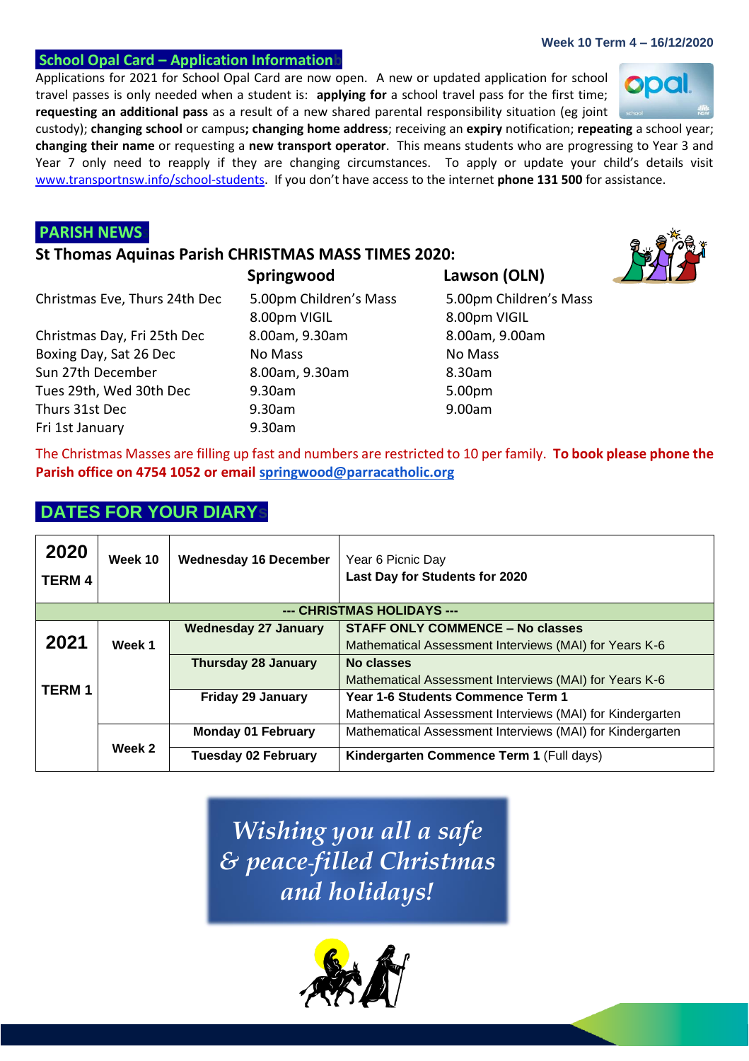## School Opal Card – Application Information

Applications for 2021 for School Opal Card are now open. A new or updated application for school travel passes is only needed when a student is: **applying for** a school travel pass for the first time; **requesting an additional pass** as a result of a new shared parental responsibility situation (eg joint custody); **changing school** or campus**; changing home address**; receiving an **expiry** notification; **repeating** a school year; **changing their name** or requesting a **new transport operator**. This means students who are progressing to Year 3 and Year 7 only need to reapply if they are changing circumstances. To apply or update your child's details visit www.transportnsw.info/school-students. If you don't have access to the internet **phone 131 500** for assistance.

## PARISH NEWS

### St Thomas Aquinas Parish CHRISTMAS MASS TIMES 2020:

| | Springwood | Lawson (OLN) |
|---|---|---|
| Christmas Eve, Thurs 24th Dec | 5.00pm Children's Mass<br>8.00pm VIGIL | 5.00pm Children's Mass<br>8.00pm VIGIL |
| Christmas Day, Fri 25th Dec | 8.00am, 9.30am | 8.00am, 9.00am |
| Boxing Day, Sat 26 Dec | No Mass | No Mass |
| Sun 27th December | 8.00am, 9.30am | 8.30am |
| Tues 29th, Wed 30th Dec | 9.30am | 5.00pm |
| Thurs 31st Dec | 9.30am | 9.00am |
| Fri 1st January | 9.30am | |

The Christmas Masses are filling up fast and numbers are restricted to 10 per family. **To book please phone the Parish office on 4754 1052 or email springwood@parracatholic.org**

## DATES FOR YOUR DIARY

| | | | |
|---|---|---|---|
| **2020 TERM 4** | **Week 10** | **Wednesday 16 December** | Year 6 Picnic Day<br>**Last Day for Students for 2020** |
| | | **--- CHRISTMAS HOLIDAYS ---** | |
| **2021 TERM 1** | **Week 1** | **Wednesday 27 January** | **STAFF ONLY COMMENCE – No classes**<br>Mathematical Assessment Interviews (MAI) for Years K-6 |
| | | **Thursday 28 January** | **No classes**<br>Mathematical Assessment Interviews (MAI) for Years K-6 |
| | | **Friday 29 January** | **Year 1-6 Students Commence Term 1**<br>Mathematical Assessment Interviews (MAI) for Kindergarten |
| | **Week 2** | **Monday 01 February** | Mathematical Assessment Interviews (MAI) for Kindergarten |
| | | **Tuesday 02 February** | **Kindergarten Commence Term 1** (Full days) |

*Wishing you all a safe & peace-filled Christmas and holidays!*